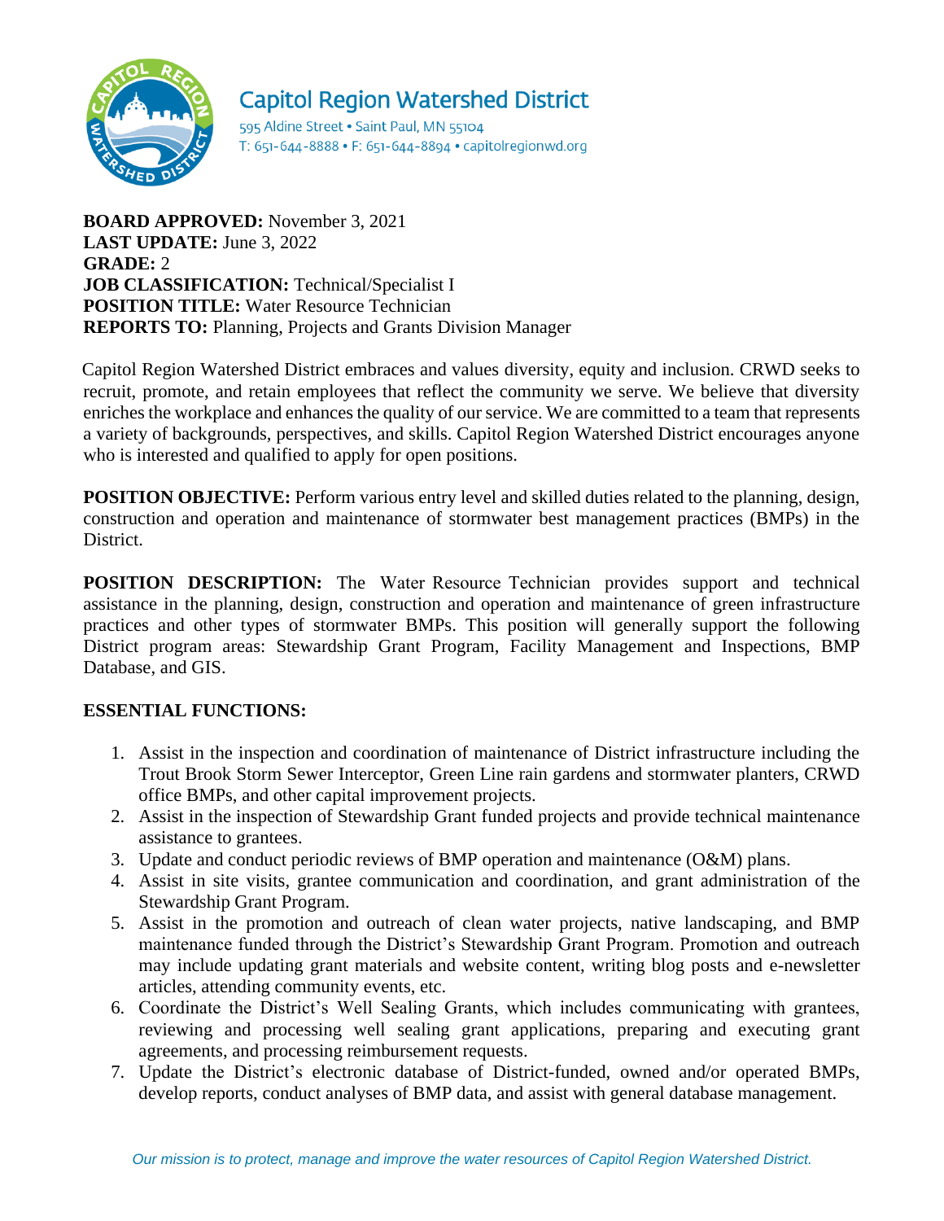# Capitol Region Watershed District

595 Aldine Street • Saint Paul, MN 55104
T: 651-644-8888 • F: 651-644-8894 • capitolregionwd.org

**BOARD APPROVED:** November 3, 2021
**LAST UPDATE:** June 3, 2022
**GRADE:** 2
**JOB CLASSIFICATION:** Technical/Specialist I
**POSITION TITLE:** Water Resource Technician
**REPORTS TO:** Planning, Projects and Grants Division Manager

Capitol Region Watershed District embraces and values diversity, equity and inclusion. CRWD seeks to recruit, promote, and retain employees that reflect the community we serve. We believe that diversity enriches the workplace and enhances the quality of our service. We are committed to a team that represents a variety of backgrounds, perspectives, and skills. Capitol Region Watershed District encourages anyone who is interested and qualified to apply for open positions.

**POSITION OBJECTIVE:** Perform various entry level and skilled duties related to the planning, design, construction and operation and maintenance of stormwater best management practices (BMPs) in the District.

**POSITION DESCRIPTION:** The Water Resource Technician provides support and technical assistance in the planning, design, construction and operation and maintenance of green infrastructure practices and other types of stormwater BMPs. This position will generally support the following District program areas: Stewardship Grant Program, Facility Management and Inspections, BMP Database, and GIS.

**ESSENTIAL FUNCTIONS:**

1. Assist in the inspection and coordination of maintenance of District infrastructure including the Trout Brook Storm Sewer Interceptor, Green Line rain gardens and stormwater planters, CRWD office BMPs, and other capital improvement projects.
2. Assist in the inspection of Stewardship Grant funded projects and provide technical maintenance assistance to grantees.
3. Update and conduct periodic reviews of BMP operation and maintenance (O&M) plans.
4. Assist in site visits, grantee communication and coordination, and grant administration of the Stewardship Grant Program.
5. Assist in the promotion and outreach of clean water projects, native landscaping, and BMP maintenance funded through the District's Stewardship Grant Program. Promotion and outreach may include updating grant materials and website content, writing blog posts and e-newsletter articles, attending community events, etc.
6. Coordinate the District's Well Sealing Grants, which includes communicating with grantees, reviewing and processing well sealing grant applications, preparing and executing grant agreements, and processing reimbursement requests.
7. Update the District's electronic database of District-funded, owned and/or operated BMPs, develop reports, conduct analyses of BMP data, and assist with general database management.

*Our mission is to protect, manage and improve the water resources of Capitol Region Watershed District.*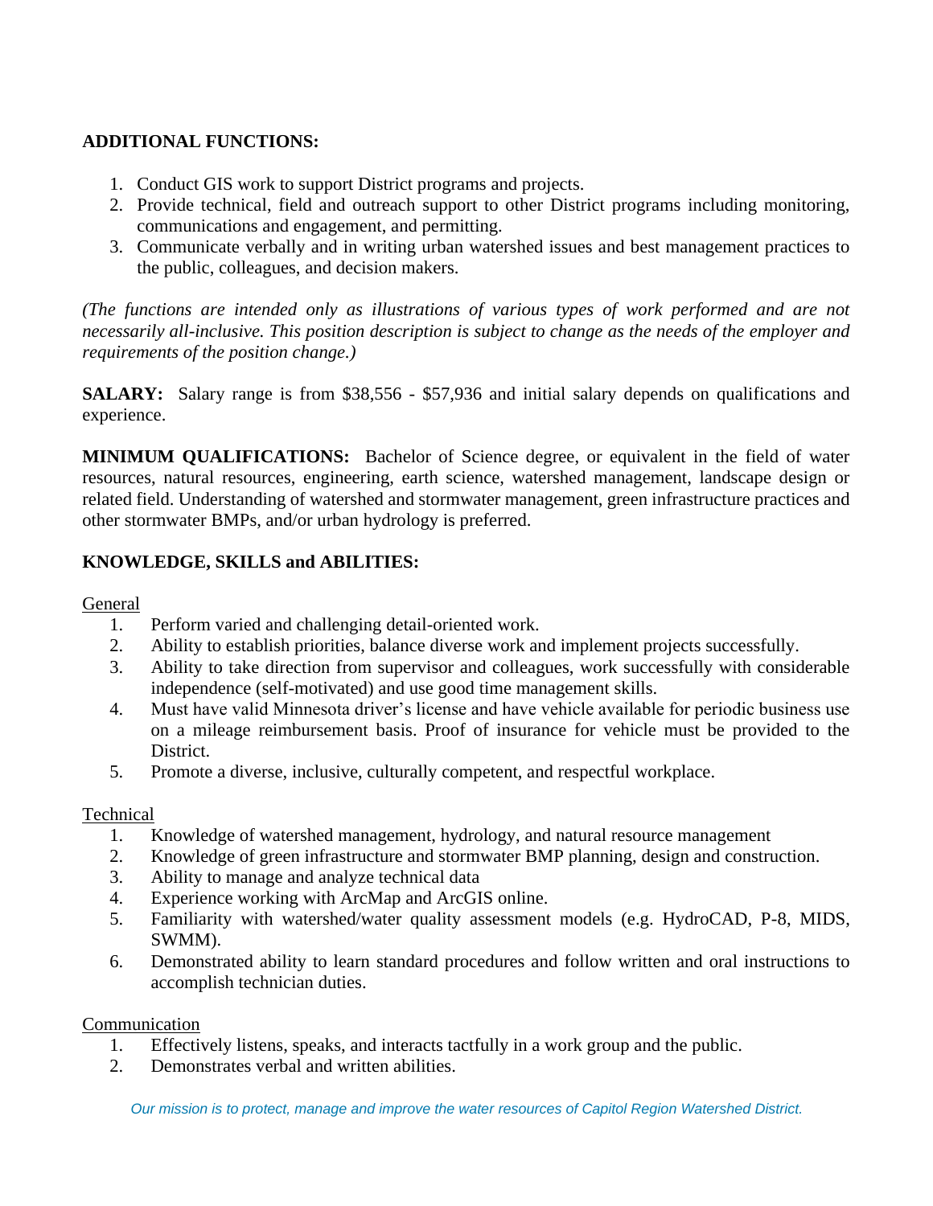**ADDITIONAL FUNCTIONS:**

1. Conduct GIS work to support District programs and projects.
2. Provide technical, field and outreach support to other District programs including monitoring, communications and engagement, and permitting.
3. Communicate verbally and in writing urban watershed issues and best management practices to the public, colleagues, and decision makers.

*(The functions are intended only as illustrations of various types of work performed and are not necessarily all-inclusive. This position description is subject to change as the needs of the employer and requirements of the position change.)*

**SALARY:** Salary range is from $38,556 - $57,936 and initial salary depends on qualifications and experience.

**MINIMUM QUALIFICATIONS:** Bachelor of Science degree, or equivalent in the field of water resources, natural resources, engineering, earth science, watershed management, landscape design or related field. Understanding of watershed and stormwater management, green infrastructure practices and other stormwater BMPs, and/or urban hydrology is preferred.

**KNOWLEDGE, SKILLS and ABILITIES:**

General

1. Perform varied and challenging detail-oriented work.
2. Ability to establish priorities, balance diverse work and implement projects successfully.
3. Ability to take direction from supervisor and colleagues, work successfully with considerable independence (self-motivated) and use good time management skills.
4. Must have valid Minnesota driver's license and have vehicle available for periodic business use on a mileage reimbursement basis. Proof of insurance for vehicle must be provided to the District.
5. Promote a diverse, inclusive, culturally competent, and respectful workplace.

Technical

1. Knowledge of watershed management, hydrology, and natural resource management
2. Knowledge of green infrastructure and stormwater BMP planning, design and construction.
3. Ability to manage and analyze technical data
4. Experience working with ArcMap and ArcGIS online.
5. Familiarity with watershed/water quality assessment models (e.g. HydroCAD, P-8, MIDS, SWMM).
6. Demonstrated ability to learn standard procedures and follow written and oral instructions to accomplish technician duties.

Communication

1. Effectively listens, speaks, and interacts tactfully in a work group and the public.
2. Demonstrates verbal and written abilities.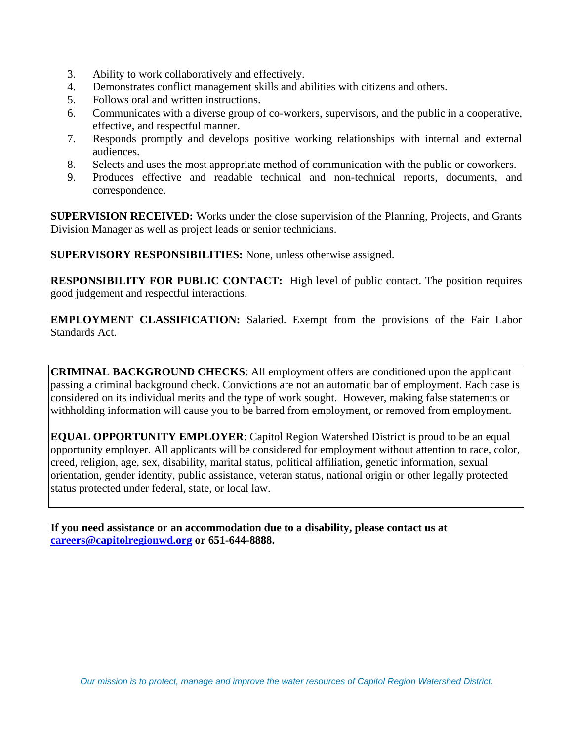3. Ability to work collaboratively and effectively.
4. Demonstrates conflict management skills and abilities with citizens and others.
5. Follows oral and written instructions.
6. Communicates with a diverse group of co-workers, supervisors, and the public in a cooperative, effective, and respectful manner.
7. Responds promptly and develops positive working relationships with internal and external audiences.
8. Selects and uses the most appropriate method of communication with the public or coworkers.
9. Produces effective and readable technical and non-technical reports, documents, and correspondence.

**SUPERVISION RECEIVED:** Works under the close supervision of the Planning, Projects, and Grants Division Manager as well as project leads or senior technicians.

**SUPERVISORY RESPONSIBILITIES:** None, unless otherwise assigned.

**RESPONSIBILITY FOR PUBLIC CONTACT:** High level of public contact. The position requires good judgement and respectful interactions.

**EMPLOYMENT CLASSIFICATION:** Salaried. Exempt from the provisions of the Fair Labor Standards Act.

**CRIMINAL BACKGROUND CHECKS**: All employment offers are conditioned upon the applicant passing a criminal background check. Convictions are not an automatic bar of employment. Each case is considered on its individual merits and the type of work sought. However, making false statements or withholding information will cause you to be barred from employment, or removed from employment.

**EQUAL OPPORTUNITY EMPLOYER**: Capitol Region Watershed District is proud to be an equal opportunity employer. All applicants will be considered for employment without attention to race, color, creed, religion, age, sex, disability, marital status, political affiliation, genetic information, sexual orientation, gender identity, public assistance, veteran status, national origin or other legally protected status protected under federal, state, or local law.

**If you need assistance or an accommodation due to a disability, please contact us at [careers@capitolregionwd.org](mailto:careers@capitolregionwd.org) or 651-644-8888.**

*Our mission is to protect, manage and improve the water resources of Capitol Region Watershed District.*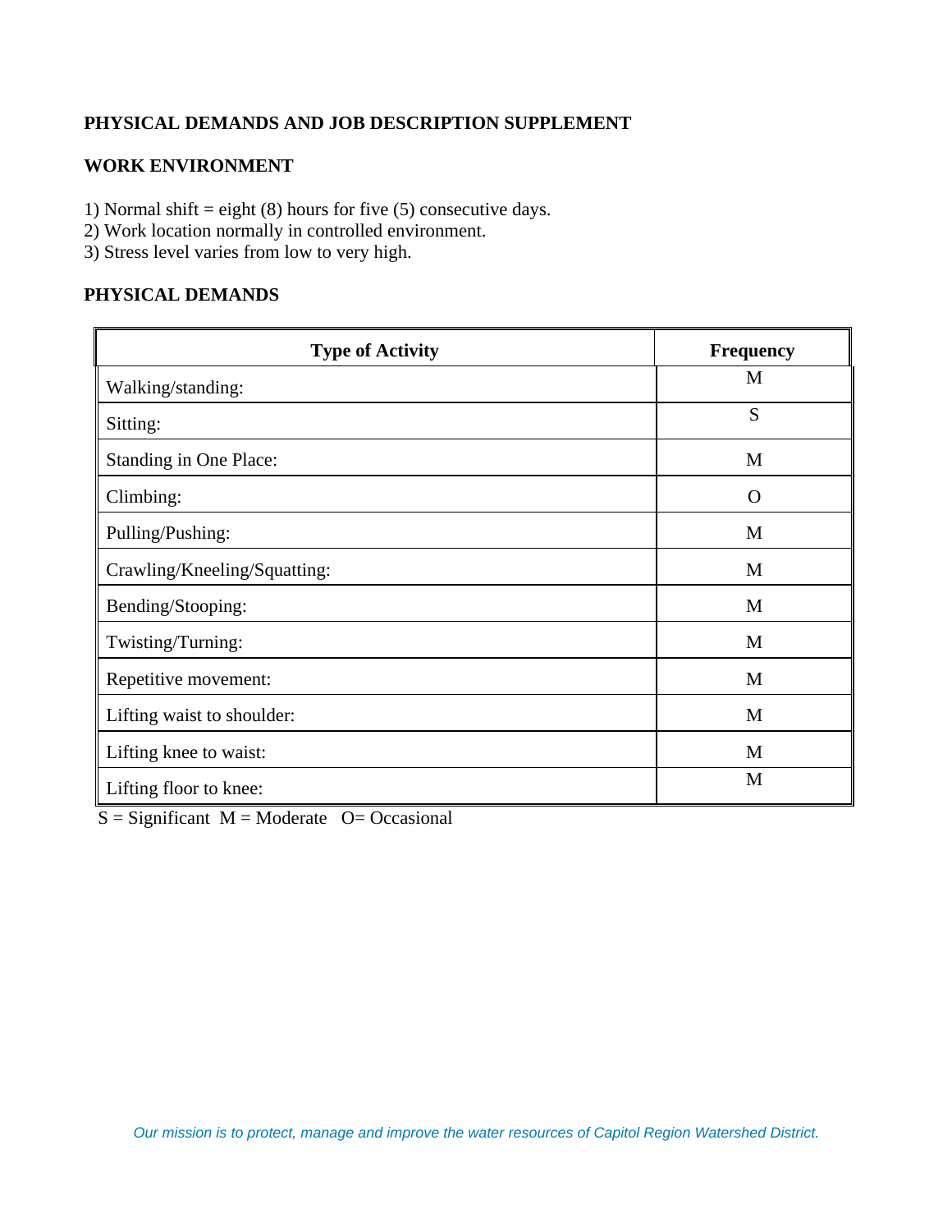**PHYSICAL DEMANDS AND JOB DESCRIPTION SUPPLEMENT**

**WORK ENVIRONMENT**

1) Normal shift = eight (8) hours for five (5) consecutive days.
2) Work location normally in controlled environment.
3) Stress level varies from low to very high.

**PHYSICAL DEMANDS**

| Type of Activity | Frequency |
|---|---|
| Walking/standing: | M |
| Sitting: | S |
| Standing in One Place: | M |
| Climbing: | O |
| Pulling/Pushing: | M |
| Crawling/Kneeling/Squatting: | M |
| Bending/Stooping: | M |
| Twisting/Turning: | M |
| Repetitive movement: | M |
| Lifting waist to shoulder: | M |
| Lifting knee to waist: | M |
| Lifting floor to knee: | M |

S = Significant M = Moderate O= Occasional

*Our mission is to protect, manage and improve the water resources of Capitol Region Watershed District.*